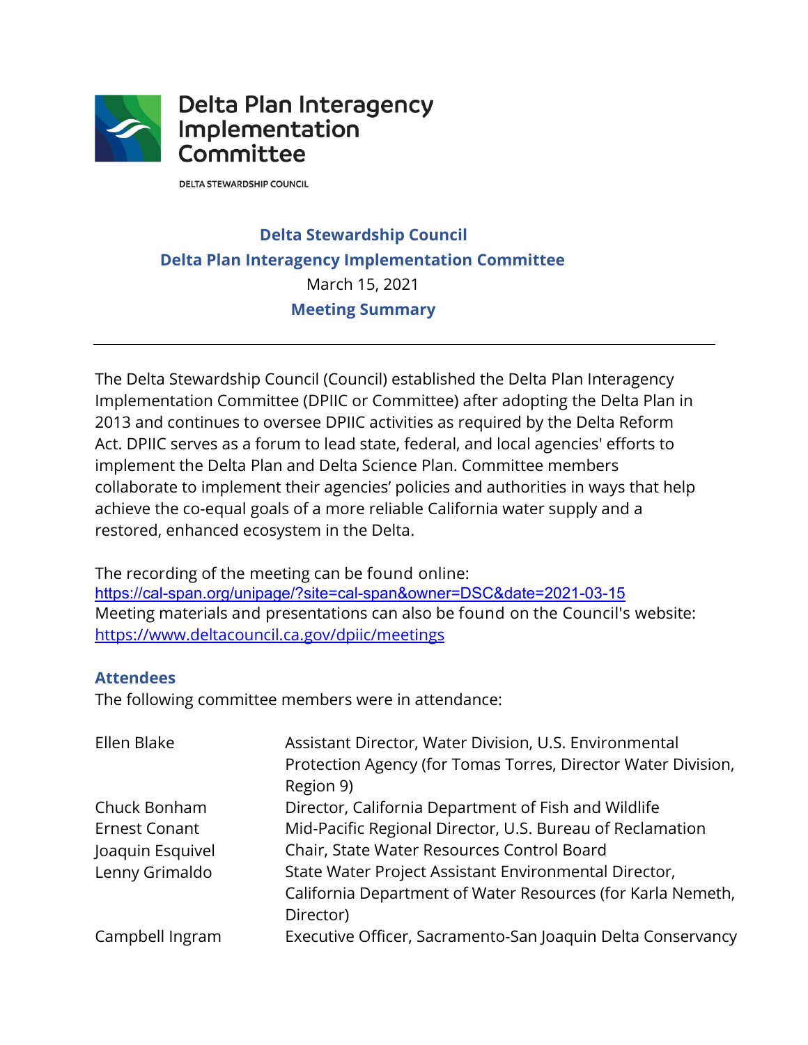Delta Plan Interagency Implementation Committee

DELTA STEWARDSHIP COUNCIL

# Delta Stewardship Council
# Delta Plan Interagency Implementation Committee

March 15, 2021

## Meeting Summary

---

The Delta Stewardship Council (Council) established the Delta Plan Interagency Implementation Committee (DPIIC or Committee) after adopting the Delta Plan in 2013 and continues to oversee DPIIC activities as required by the Delta Reform Act. DPIIC serves as a forum to lead state, federal, and local agencies' efforts to implement the Delta Plan and Delta Science Plan. Committee members collaborate to implement their agencies' policies and authorities in ways that help achieve the co-equal goals of a more reliable California water supply and a restored, enhanced ecosystem in the Delta.

The recording of the meeting can be found online:
https://cal-span.org/unipage/?site=cal-span&owner=DSC&date=2021-03-15
Meeting materials and presentations can also be found on the Council's website:
https://www.deltacouncil.ca.gov/dpiic/meetings

### Attendees

The following committee members were in attendance:

| | |
|---|---|
| Ellen Blake | Assistant Director, Water Division, U.S. Environmental Protection Agency (for Tomas Torres, Director Water Division, Region 9) |
| Chuck Bonham | Director, California Department of Fish and Wildlife |
| Ernest Conant | Mid-Pacific Regional Director, U.S. Bureau of Reclamation |
| Joaquin Esquivel | Chair, State Water Resources Control Board |
| Lenny Grimaldo | State Water Project Assistant Environmental Director, California Department of Water Resources (for Karla Nemeth, Director) |
| Campbell Ingram | Executive Officer, Sacramento-San Joaquin Delta Conservancy |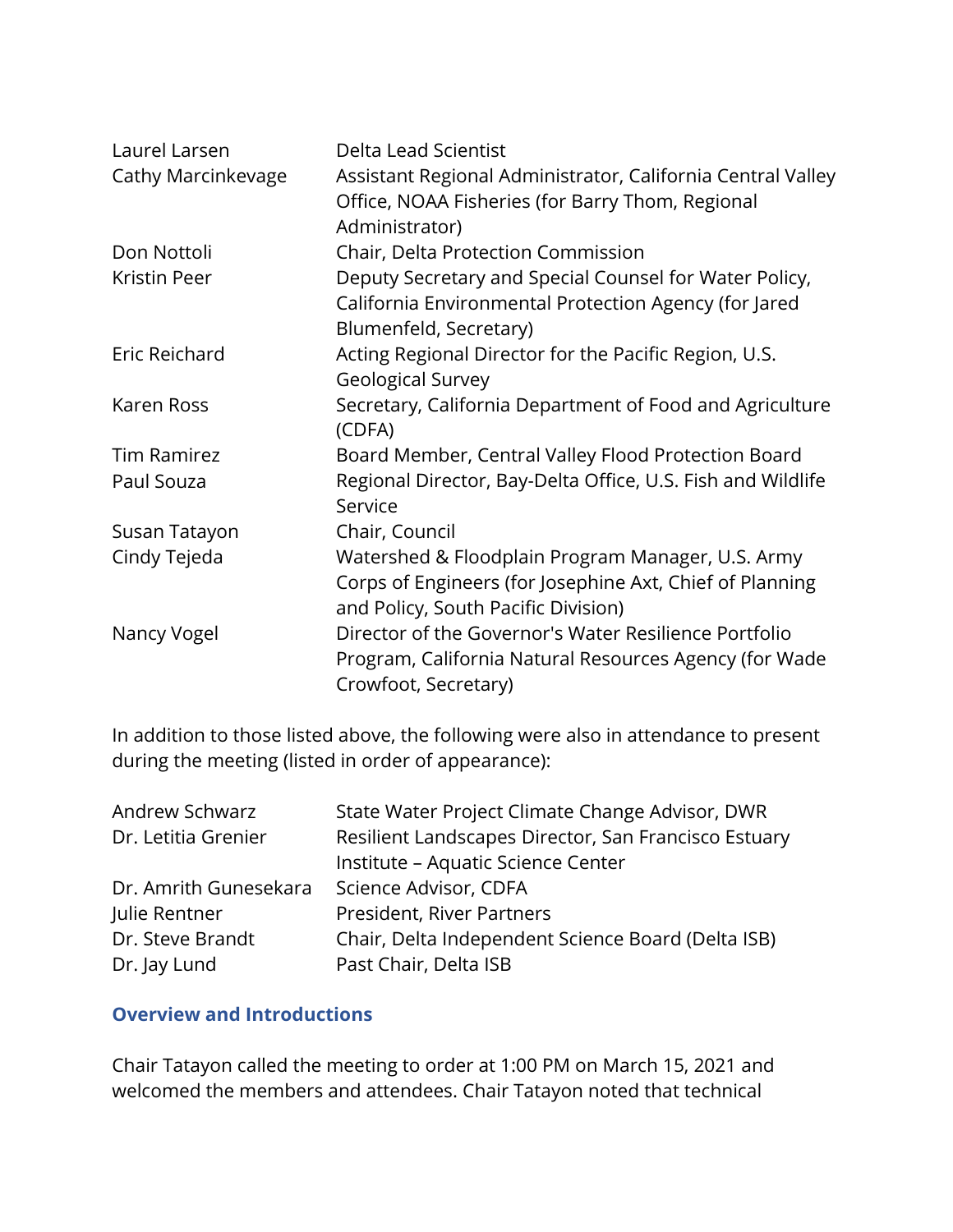| | |
|---|---|
| Laurel Larsen | Delta Lead Scientist |
| Cathy Marcinkevage | Assistant Regional Administrator, California Central Valley Office, NOAA Fisheries (for Barry Thom, Regional Administrator) |
| Don Nottoli | Chair, Delta Protection Commission |
| Kristin Peer | Deputy Secretary and Special Counsel for Water Policy, California Environmental Protection Agency (for Jared Blumenfeld, Secretary) |
| Eric Reichard | Acting Regional Director for the Pacific Region, U.S. Geological Survey |
| Karen Ross | Secretary, California Department of Food and Agriculture (CDFA) |
| Tim Ramirez | Board Member, Central Valley Flood Protection Board |
| Paul Souza | Regional Director, Bay-Delta Office, U.S. Fish and Wildlife Service |
| Susan Tatayon | Chair, Council |
| Cindy Tejeda | Watershed & Floodplain Program Manager, U.S. Army Corps of Engineers (for Josephine Axt, Chief of Planning and Policy, South Pacific Division) |
| Nancy Vogel | Director of the Governor's Water Resilience Portfolio Program, California Natural Resources Agency (for Wade Crowfoot, Secretary) |

In addition to those listed above, the following were also in attendance to present during the meeting (listed in order of appearance):

| | |
|---|---|
| Andrew Schwarz | State Water Project Climate Change Advisor, DWR |
| Dr. Letitia Grenier | Resilient Landscapes Director, San Francisco Estuary Institute – Aquatic Science Center |
| Dr. Amrith Gunesekara | Science Advisor, CDFA |
| Julie Rentner | President, River Partners |
| Dr. Steve Brandt | Chair, Delta Independent Science Board (Delta ISB) |
| Dr. Jay Lund | Past Chair, Delta ISB |

## Overview and Introductions

Chair Tatayon called the meeting to order at 1:00 PM on March 15, 2021 and welcomed the members and attendees. Chair Tatayon noted that technical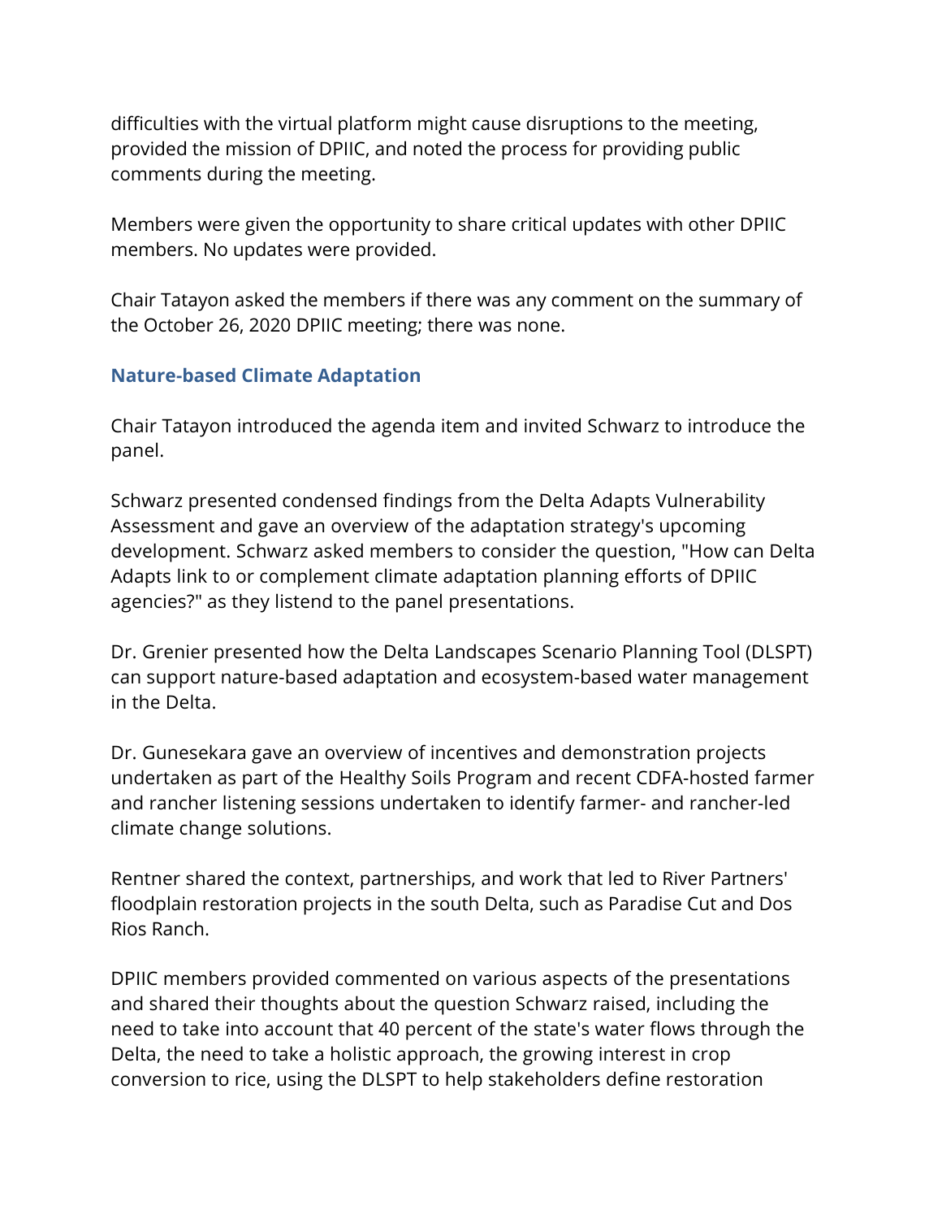difficulties with the virtual platform might cause disruptions to the meeting, provided the mission of DPIIC, and noted the process for providing public comments during the meeting.

Members were given the opportunity to share critical updates with other DPIIC members. No updates were provided.

Chair Tatayon asked the members if there was any comment on the summary of the October 26, 2020 DPIIC meeting; there was none.

### Nature-based Climate Adaptation

Chair Tatayon introduced the agenda item and invited Schwarz to introduce the panel.

Schwarz presented condensed findings from the Delta Adapts Vulnerability Assessment and gave an overview of the adaptation strategy's upcoming development. Schwarz asked members to consider the question, "How can Delta Adapts link to or complement climate adaptation planning efforts of DPIIC agencies?" as they listend to the panel presentations.

Dr. Grenier presented how the Delta Landscapes Scenario Planning Tool (DLSPT) can support nature-based adaptation and ecosystem-based water management in the Delta.

Dr. Gunesekara gave an overview of incentives and demonstration projects undertaken as part of the Healthy Soils Program and recent CDFA-hosted farmer and rancher listening sessions undertaken to identify farmer- and rancher-led climate change solutions.

Rentner shared the context, partnerships, and work that led to River Partners' floodplain restoration projects in the south Delta, such as Paradise Cut and Dos Rios Ranch.

DPIIC members provided commented on various aspects of the presentations and shared their thoughts about the question Schwarz raised, including the need to take into account that 40 percent of the state's water flows through the Delta, the need to take a holistic approach, the growing interest in crop conversion to rice, using the DLSPT to help stakeholders define restoration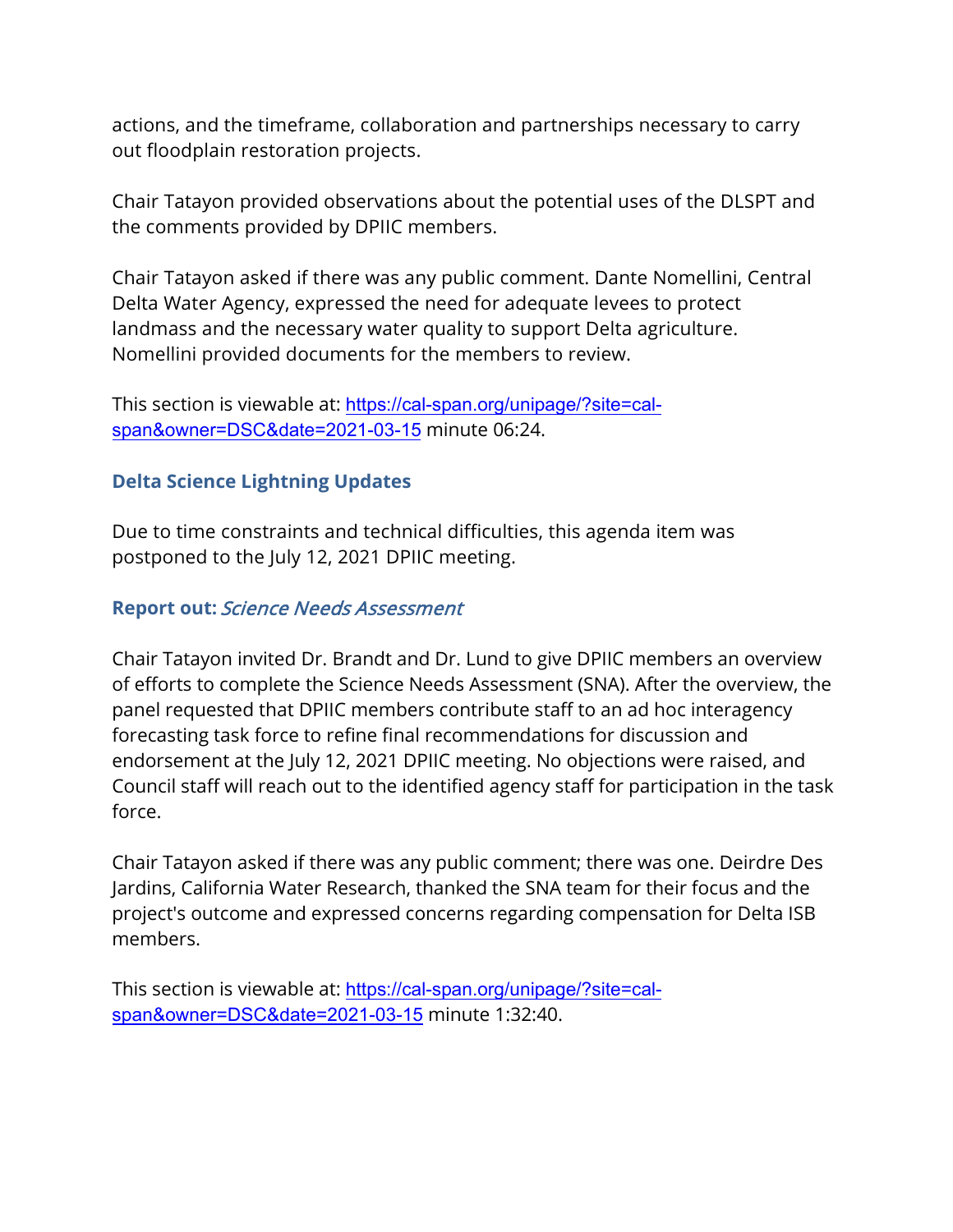actions, and the timeframe, collaboration and partnerships necessary to carry out floodplain restoration projects.

Chair Tatayon provided observations about the potential uses of the DLSPT and the comments provided by DPIIC members.

Chair Tatayon asked if there was any public comment. Dante Nomellini, Central Delta Water Agency, expressed the need for adequate levees to protect landmass and the necessary water quality to support Delta agriculture. Nomellini provided documents for the members to review.

This section is viewable at: [https://cal-span.org/unipage/?site=cal-span&owner=DSC&date=2021-03-15](https://cal-span.org/unipage/?site=cal-span&owner=DSC&date=2021-03-15) minute 06:24.

### Delta Science Lightning Updates

Due to time constraints and technical difficulties, this agenda item was postponed to the July 12, 2021 DPIIC meeting.

### Report out: *Science Needs Assessment*

Chair Tatayon invited Dr. Brandt and Dr. Lund to give DPIIC members an overview of efforts to complete the Science Needs Assessment (SNA). After the overview, the panel requested that DPIIC members contribute staff to an ad hoc interagency forecasting task force to refine final recommendations for discussion and endorsement at the July 12, 2021 DPIIC meeting. No objections were raised, and Council staff will reach out to the identified agency staff for participation in the task force.

Chair Tatayon asked if there was any public comment; there was one. Deirdre Des Jardins, California Water Research, thanked the SNA team for their focus and the project's outcome and expressed concerns regarding compensation for Delta ISB members.

This section is viewable at: [https://cal-span.org/unipage/?site=cal-span&owner=DSC&date=2021-03-15](https://cal-span.org/unipage/?site=cal-span&owner=DSC&date=2021-03-15) minute 1:32:40.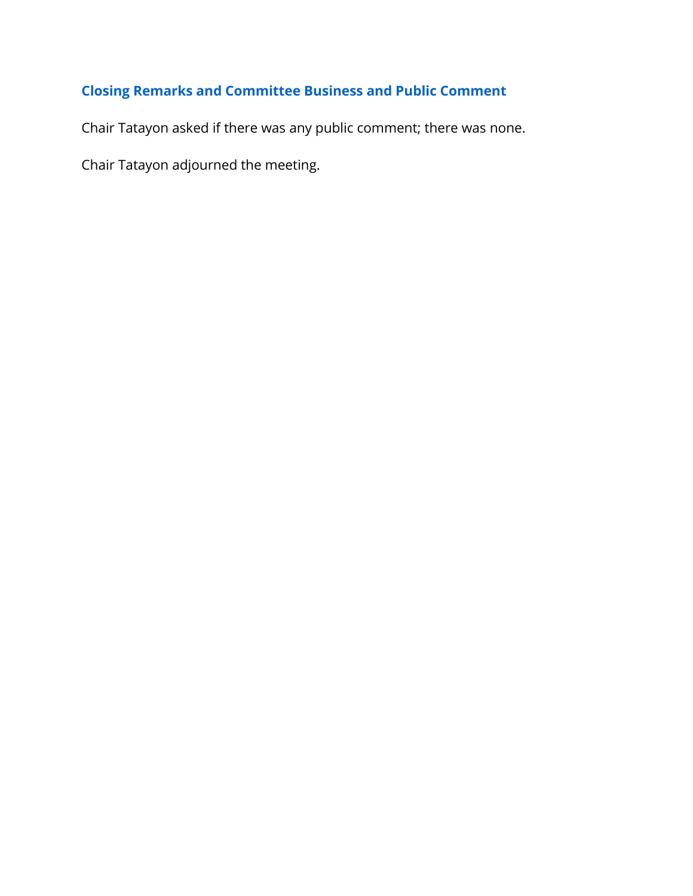### Closing Remarks and Committee Business and Public Comment

Chair Tatayon asked if there was any public comment; there was none.

Chair Tatayon adjourned the meeting.